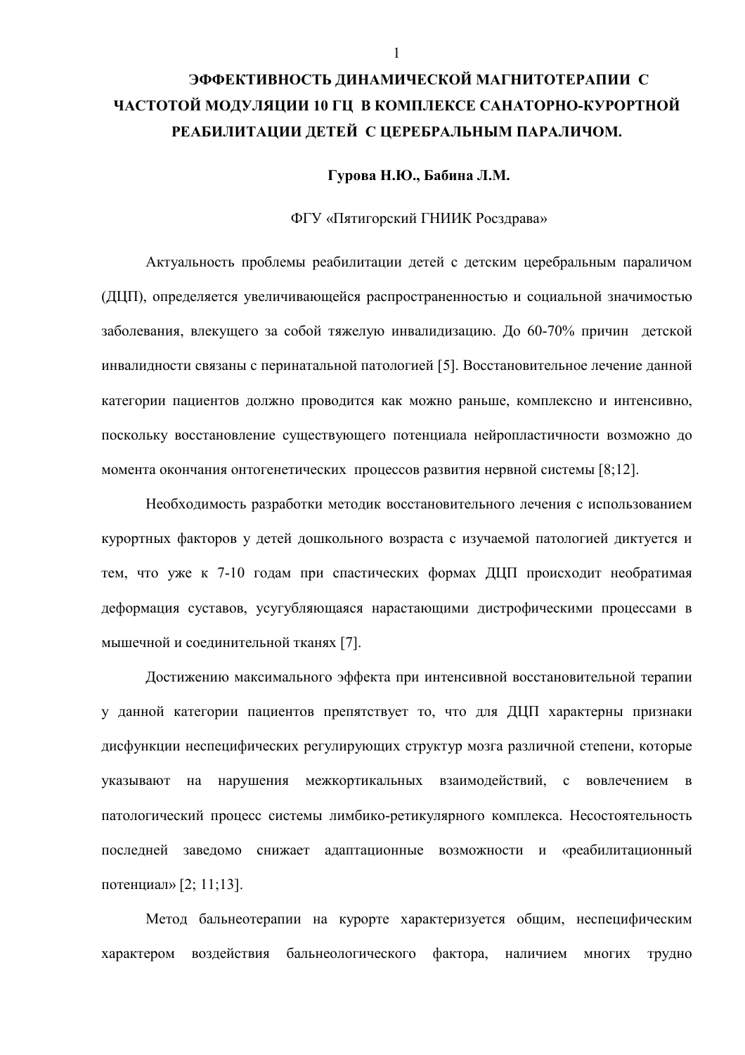# ЭФФЕКТИВНОСТЬ ДИНАМИЧЕСКОЙ МАГНИТОТЕРАПИИ С ЧАСТОТОЙ МОДУЛЯЦИИ 10 ГЦ В КОМПЛЕКСЕ САНАТОРНО-КУРОРТНОЙ РЕАБИЛИТАЦИИ ДЕТЕЙ С ЦЕРЕБРАЛЬНЫМ ПАРАЛИЧОМ.

**Гурова Н.Ю., Бабина Л.М.**

ФГУ «Пятигорский ГНИИК Росздрава»

Актуальность проблемы реабилитации детей с детским церебральным параличом (ДЦП), определяется увеличивающейся распространенностью и социальной значимостью заболевания, влекущего за собой тяжелую инвалидизацию. До 60-70% причин детской инвалидности связаны с перинатальной патологией [5]. Восстановительное лечение данной категории пациентов должно проводится как можно раньше, комплексно и интенсивно, поскольку восстановление существующего потенциала нейропластичности возможно до момента окончания онтогенетических процессов развития нервной системы [8;12].

Необходимость разработки методик восстановительного лечения с использованием курортных факторов у детей дошкольного возраста с изучаемой патологией диктуется и тем, что уже к 7-10 годам при спастических формах ДЦП происходит необратимая деформация суставов, усугубляющаяся нарастающими дистрофическими процессами в мышечной и соединительной тканях [7].

Достижению максимального эффекта при интенсивной восстановительной терапии у данной категории пациентов препятствует то, что для ДЦП характерны признаки дисфункции неспецифических регулирующих структур мозга различной степени, которые указывают на нарушения межкортикальных взаимодействий, с вовлечением в патологический процесс системы лимбико-ретикулярного комплекса. Несостоятельность последней заведомо снижает адаптационные возможности и «реабилитационный потенциал» [2; 11;13].

Метод бальнеотерапии на курорте характеризуется общим, неспецифическим характером воздействия бальнеологического фактора, наличием многих трудно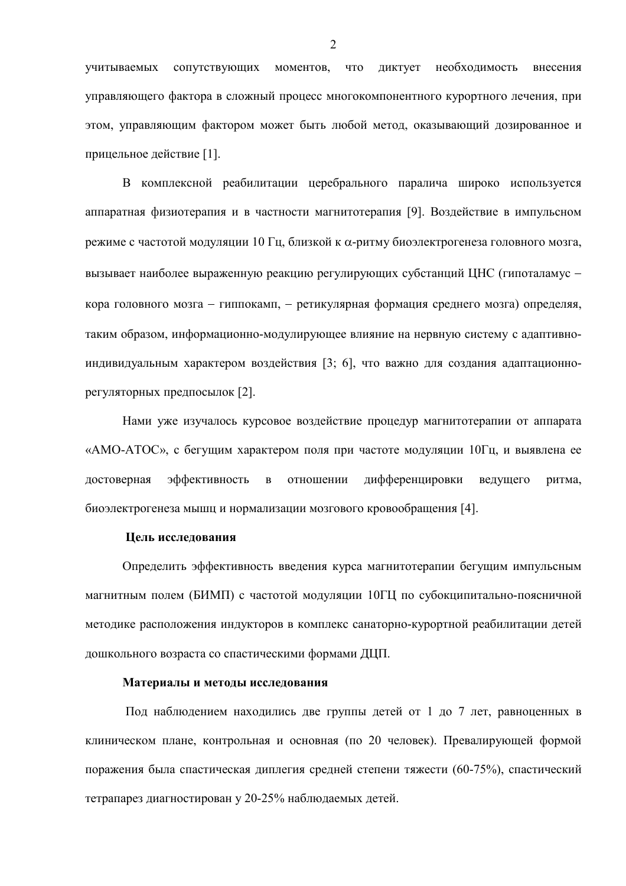учитываемых сопутствующих моментов, что диктует необходимость внесения управляющего фактора в сложный процесс многокомпонентного курортного лечения, при этом, управляющим фактором может быть любой метод, оказывающий дозированное и прицельное действие [1].

В комплексной реабилитации церебрального паралича широко используется аппаратная физиотерапия и в частности магнитотерапия [9]. Воздействие в импульсном режиме с частотой модуляции 10 Гц, близкой к $\alpha$-ритму биоэлектрогенеза головного мозга, вызывает наиболее выраженную реакцию регулирующих субстанций ЦНС (гипоталамус – кора головного мозга – гиппокамп, – ретикулярная формация среднего мозга) определяя, таким образом, информационно-модулирующее влияние на нервную систему с адаптивно-индивидуальным характером воздействия [3; 6], что важно для создания адаптационно-регуляторных предпосылок [2].

Нами уже изучалось курсовое воздействие процедур магнитотерапии от аппарата «АМО-АТОС», с бегущим характером поля при частоте модуляции 10Гц, и выявлена ее достоверная эффективность в отношении дифференцировки ведущего ритма, биоэлектрогенеза мышц и нормализации мозгового кровообращения [4].

**Цель исследования**

Определить эффективность введения курса магнитотерапии бегущим импульсным магнитным полем (БИМП) с частотой модуляции 10ГЦ по субокципитально-поясничной методике расположения индукторов в комплекс санаторно-курортной реабилитации детей дошкольного возраста со спастическими формами ДЦП.

**Материалы и методы исследования**

Под наблюдением находились две группы детей от 1 до 7 лет, равноценных в клиническом плане, контрольная и основная (по 20 человек). Превалирующей формой поражения была спастическая диплегия средней степени тяжести (60-75%), спастический тетрапарез диагностирован у 20-25% наблюдаемых детей.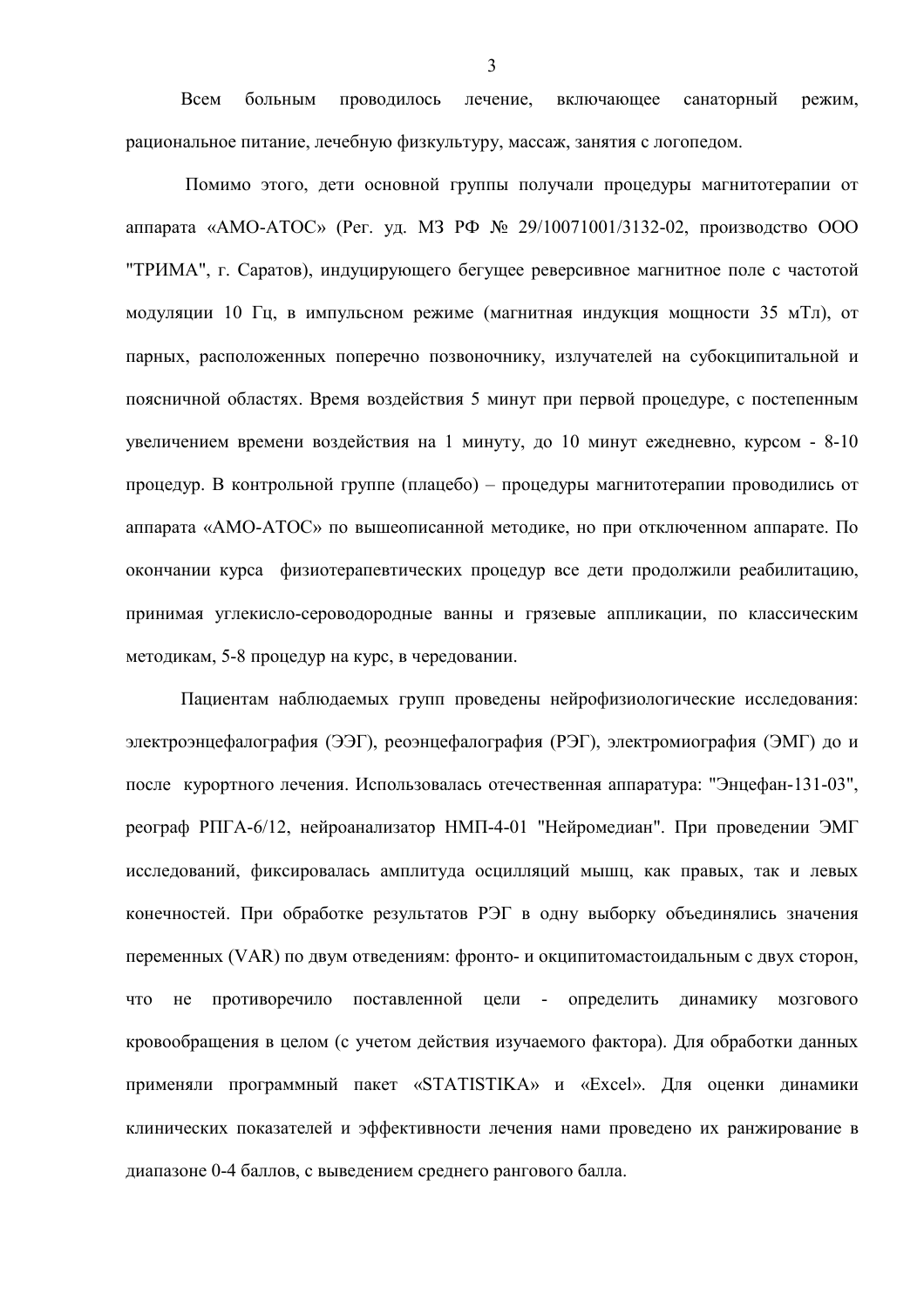Всем больным проводилось лечение, включающее санаторный режим, рациональное питание, лечебную физкультуру, массаж, занятия с логопедом.

Помимо этого, дети основной группы получали процедуры магнитотерапии от аппарата «АМО-АТОС» (Рег. уд. МЗ РФ № 29/10071001/3132-02, производство ООО "ТРИМА", г. Саратов), индуцирующего бегущее реверсивное магнитное поле с частотой модуляции 10 Гц, в импульсном режиме (магнитная индукция мощности 35 мТл), от парных, расположенных поперечно позвоночнику, излучателей на субокципитальной и поясничной областях. Время воздействия 5 минут при первой процедуре, с постепенным увеличением времени воздействия на 1 минуту, до 10 минут ежедневно, курсом - 8-10 процедур. В контрольной группе (плацебо) – процедуры магнитотерапии проводились от аппарата «АМО-АТОС» по вышеописанной методике, но при отключенном аппарате. По окончании курса физиотерапевтических процедур все дети продолжили реабилитацию, принимая углекисло-сероводородные ванны и грязевые аппликации, по классическим методикам, 5-8 процедур на курс, в чередовании.

Пациентам наблюдаемых групп проведены нейрофизиологические исследования: электроэнцефалография (ЭЭГ), реоэнцефалография (РЭГ), электромиография (ЭМГ) до и после курортного лечения. Использовалась отечественная аппаратура: "Энцефан-131-03", реограф РПГА-6/12, нейроанализатор НМП-4-01 "Нейромедиан". При проведении ЭМГ исследований, фиксировалась амплитуда осцилляций мышц, как правых, так и левых конечностей. При обработке результатов РЭГ в одну выборку объединялись значения переменных (VAR) по двум отведениям: фронто- и окципитомастоидальным с двух сторон, что не противоречило поставленной цели - определить динамику мозгового кровообращения в целом (с учетом действия изучаемого фактора). Для обработки данных применяли программный пакет «STATISTIKA» и «Excel». Для оценки динамики клинических показателей и эффективности лечения нами проведено их ранжирование в диапазоне 0-4 баллов, с выведением среднего рангового балла.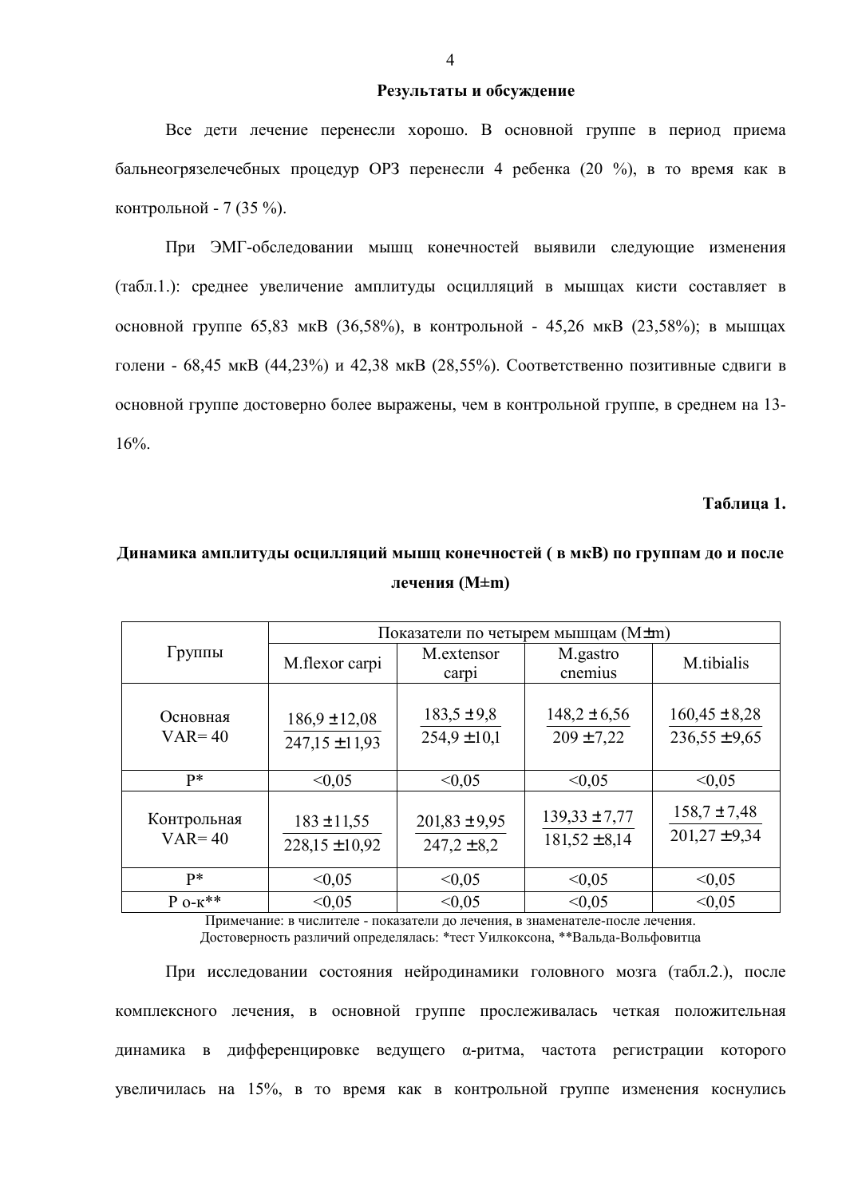**Результаты и обсуждение**

Все дети лечение перенесли хорошо. В основной группе в период приема бальнеогрязелечебных процедур ОРЗ перенесли 4 ребенка (20 %), в то время как в контрольной - 7 (35 %).

При ЭМГ-обследовании мышц конечностей выявили следующие изменения (табл.1.): среднее увеличение амплитуды осцилляций в мышцах кисти составляет в основной группе 65,83 мкВ (36,58%), в контрольной - 45,26 мкВ (23,58%); в мышцах голени - 68,45 мкВ (44,23%) и 42,38 мкВ (28,55%). Соответственно позитивные сдвиги в основной группе достоверно более выражены, чем в контрольной группе, в среднем на 13-16%.

**Таблица 1.**

**Динамика амплитуды осцилляций мышц конечностей ( в мкВ) по группам до и после лечения (M±m)**

| Группы | Показатели по четырем мышцам (M±m) | | | |
|---|---|---|---|---|
| | M.flexor carpi | M.extensor carpi | M.gastro cnemius | M.tibialis |
| Основная VAR= 40 | 186,9 ±12,08 / 247,15 ±11,93 | 183,5 ±9,8 / 254,9 ±10,1 | 148,2 ±6,56 / 209 ±7,22 | 160,45 ±8,28 / 236,55 ±9,65 |
| P* | <0,05 | <0,05 | <0,05 | <0,05 |
| Контрольная VAR= 40 | 183 ±11,55 / 228,15 ±10,92 | 201,83 ±9,95 / 247,2 ±8,2 | 139,33 ±7,77 / 181,52 ±8,14 | 158,7 ±7,48 / 201,27 ±9,34 |
| P* | <0,05 | <0,05 | <0,05 | <0,05 |
| P о-к** | <0,05 | <0,05 | <0,05 | <0,05 |

Примечание: в числителе - показатели до лечения, в знаменателе-после лечения.
Достоверность различий определялась: *тест Уилкоксона, **Вальда-Вольфовитца

При исследовании состояния нейродинамики головного мозга (табл.2.), после комплексного лечения, в основной группе прослеживалась четкая положительная динамика в дифференцировке ведущего α-ритма, частота регистрации которого увеличилась на 15%, в то время как в контрольной группе изменения коснулись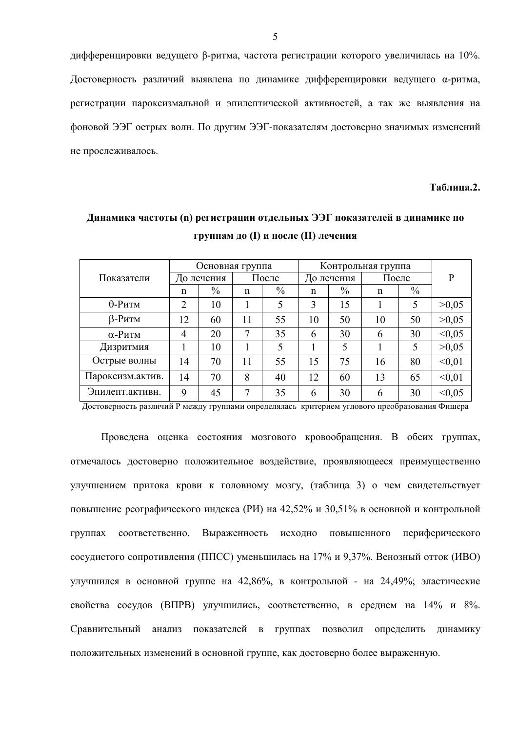дифференцировки ведущего β-ритма, частота регистрации которого увеличилась на 10%. Достоверность различий выявлена по динамике дифференцировки ведущего α-ритма, регистрации пароксизмальной и эпилептической активностей, а так же выявления на фоновой ЭЭГ острых волн. По другим ЭЭГ-показателям достоверно значимых изменений не прослеживалось.

**Таблица.2.**

**Динамика частоты (n) регистрации отдельных ЭЭГ показателей в динамике по группам до (I) и после (II) лечения**

| Показатели | Основная группа | | | | Контрольная группа | | | | P |
|---|---|---|---|---|---|---|---|---|---|
| | До лечения | | После | | До лечения | | После | | |
| | n | % | n | % | n | % | n | % | |
| θ-Ритм | 2 | 10 | 1 | 5 | 3 | 15 | 1 | 5 | >0,05 |
| β-Ритм | 12 | 60 | 11 | 55 | 10 | 50 | 10 | 50 | >0,05 |
| α-Ритм | 4 | 20 | 7 | 35 | 6 | 30 | 6 | 30 | <0,05 |
| Дизритмия | 1 | 10 | 1 | 5 | 1 | 5 | 1 | 5 | >0,05 |
| Острые волны | 14 | 70 | 11 | 55 | 15 | 75 | 16 | 80 | <0,01 |
| Пароксизм.актив. | 14 | 70 | 8 | 40 | 12 | 60 | 13 | 65 | <0,01 |
| Эпилепт.активн. | 9 | 45 | 7 | 35 | 6 | 30 | 6 | 30 | <0,05 |

Достоверность различий Р между группами определялась критерием углового преобразования Фишера

Проведена оценка состояния мозгового кровообращения. В обеих группах, отмечалось достоверно положительное воздействие, проявляющееся преимущественно улучшением притока крови к головному мозгу, (таблица 3) о чем свидетельствует повышение реографического индекса (РИ) на 42,52% и 30,51% в основной и контрольной группах соответственно. Выраженность исходно повышенного периферического сосудистого сопротивления (ППСС) уменьшилась на 17% и 9,37%. Венозный отток (ИВО) улучшился в основной группе на 42,86%, в контрольной - на 24,49%; эластические свойства сосудов (ВПРВ) улучшились, соответственно, в среднем на 14% и 8%. Сравнительный анализ показателей в группах позволил определить динамику положительных изменений в основной группе, как достоверно более выраженную.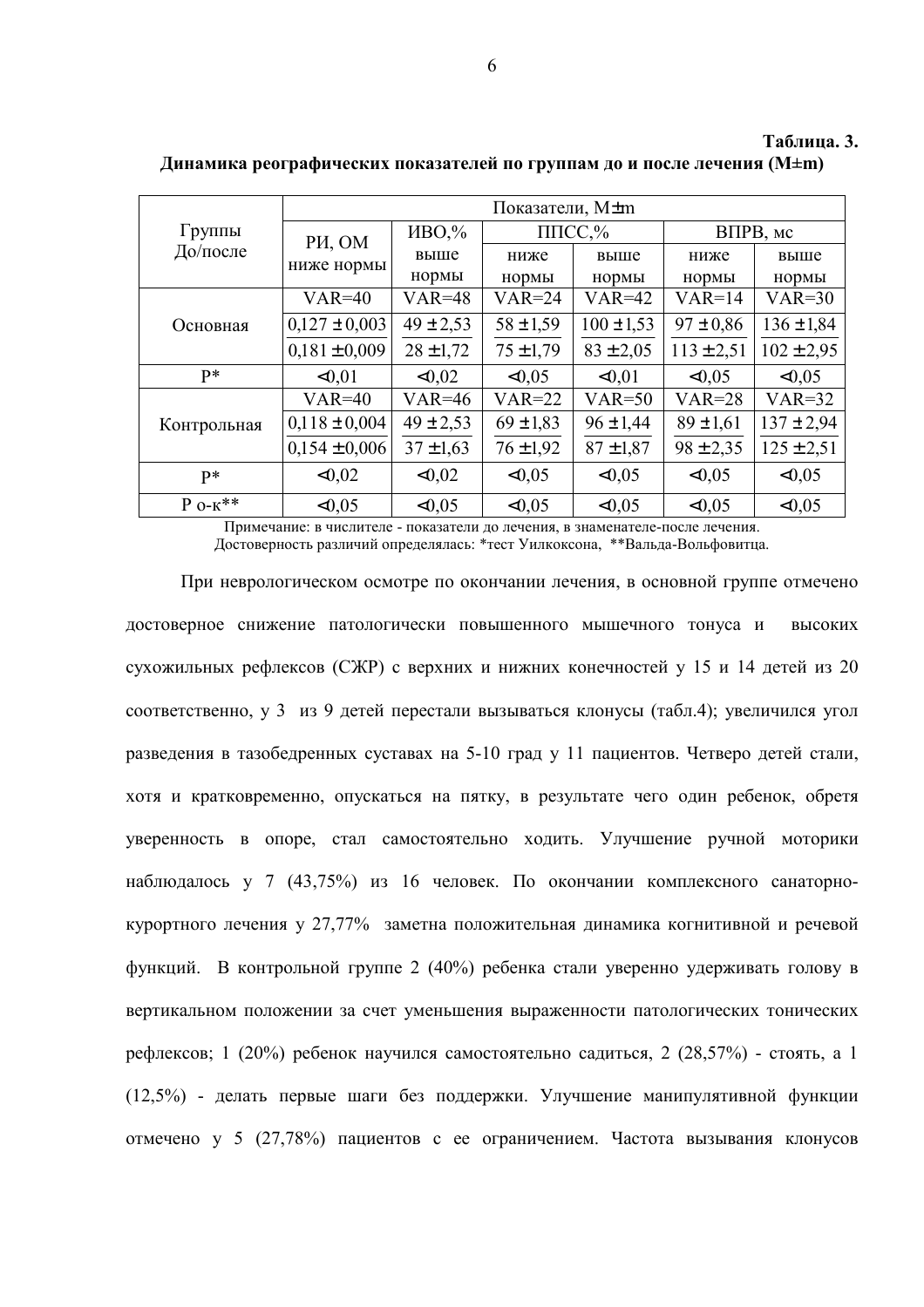**Таблица. 3.**

**Динамика реографических показателей по группам до и после лечения (M±m)**

| Группы До/после | Показатели, M±m | | | | | |
|---|---|---|---|---|---|---|
| | РИ, ОМ | ИВО,% | ППСС,% | | ВПРВ, мс | |
| | ниже нормы | выше нормы | ниже нормы | выше нормы | ниже нормы | выше нормы |
| Основная | VAR=40 | VAR=48 | VAR=24 | VAR=42 | VAR=14 | VAR=30 |
| | 0,127 ± 0,003 / 0,181 ±0,009 | 49 ± 2,53 / 28 ±1,72 | 58 ±1,59 / 75 ±1,79 | 100 ±1,53 / 83 ±2,05 | 97 ±0,86 / 113 ±2,51 | 136 ±1,84 / 102 ±2,95 |
| P* | <0,01 | <0,02 | <0,05 | <0,01 | <0,05 | <0,05 |
| Контрольная | VAR=40 | VAR=46 | VAR=22 | VAR=50 | VAR=28 | VAR=32 |
| | 0,118 ± 0,004 / 0,154 ±0,006 | 49 ± 2,53 / 37 ±1,63 | 69 ±1,83 / 76 ±1,92 | 96 ±1,44 / 87 ±1,87 | 89 ±1,61 / 98 ±2,35 | 137 ±2,94 / 125 ±2,51 |
| P* | <0,02 | <0,02 | <0,05 | <0,05 | <0,05 | <0,05 |
| P о-к** | <0,05 | <0,05 | <0,05 | <0,05 | <0,05 | <0,05 |

Примечание: в числителе - показатели до лечения, в знаменателе-после лечения.
Достоверность различий определялась: *тест Уилкоксона, **Вальда-Вольфовитца.

При неврологическом осмотре по окончании лечения, в основной группе отмечено достоверное снижение патологически повышенного мышечного тонуса и высоких сухожильных рефлексов (СЖР) с верхних и нижних конечностей у 15 и 14 детей из 20 соответственно, у 3 из 9 детей перестали вызываться клонусы (табл.4); увеличился угол разведения в тазобедренных суставах на 5-10 град у 11 пациентов. Четверо детей стали, хотя и кратковременно, опускаться на пятку, в результате чего один ребенок, обретя уверенность в опоре, стал самостоятельно ходить. Улучшение ручной моторики наблюдалось у 7 (43,75%) из 16 человек. По окончании комплексного санаторно-курортного лечения у 27,77% заметна положительная динамика когнитивной и речевой функций. В контрольной группе 2 (40%) ребенка стали уверенно удерживать голову в вертикальном положении за счет уменьшения выраженности патологических тонических рефлексов; 1 (20%) ребенок научился самостоятельно садиться, 2 (28,57%) - стоять, а 1 (12,5%) - делать первые шаги без поддержки. Улучшение манипулятивной функции отмечено у 5 (27,78%) пациентов с ее ограничением. Частота вызывания клонусов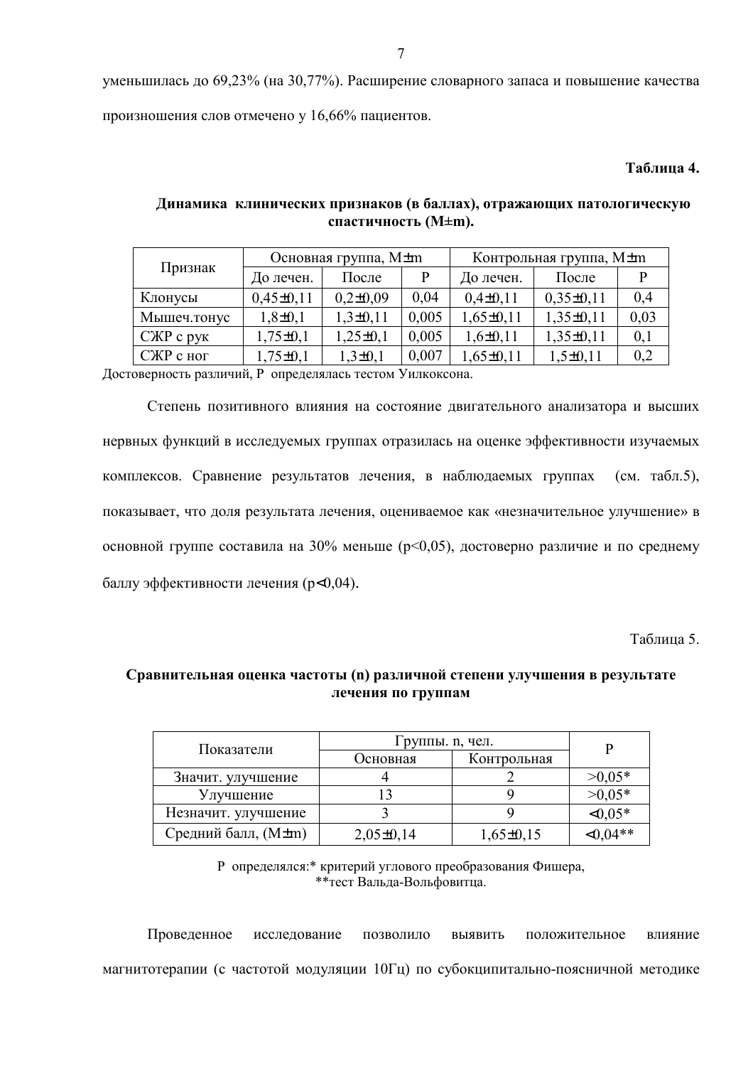уменьшилась до 69,23% (на 30,77%). Расширение словарного запаса и повышение качества произношения слов отмечено у 16,66% пациентов.

**Таблица 4.**

**Динамика клинических признаков (в баллах), отражающих патологическую спастичность (M±m).**

| Признак | Основная группа, M±m | | | Контрольная группа, M±m | | |
|---|---|---|---|---|---|---|
| | До лечен. | После | P | До лечен. | После | P |
| Клонусы | 0,45±0,11 | 0,2±0,09 | 0,04 | 0,4±0,11 | 0,35±0,11 | 0,4 |
| Мышеч.тонус | 1,8±0,1 | 1,3±0,11 | 0,005 | 1,65±0,11 | 1,35±0,11 | 0,03 |
| СЖР с рук | 1,75±0,1 | 1,25±0,1 | 0,005 | 1,6±0,11 | 1,35±0,11 | 0,1 |
| СЖР с ног | 1,75±0,1 | 1,3±0,1 | 0,007 | 1,65±0,11 | 1,5±0,11 | 0,2 |

Достоверность различий, P определялась тестом Уилкоксона.

Степень позитивного влияния на состояние двигательного анализатора и высших нервных функций в исследуемых группах отразилась на оценке эффективности изучаемых комплексов. Сравнение результатов лечения, в наблюдаемых группах (см. табл.5), показывает, что доля результата лечения, оцениваемое как «незначительное улучшение» в основной группе составила на 30% меньше ($p<0,05$), достоверно различие и по среднему баллу эффективности лечения ($p<0,04$).

Таблица 5.

**Сравнительная оценка частоты (n) различной степени улучшения в результате лечения по группам**

| Показатели | Группы. n, чел. | | P |
|---|---|---|---|
| | Основная | Контрольная | |
| Значит. улучшение | 4 | 2 | >0,05* |
| Улучшение | 13 | 9 | >0,05* |
| Незначит. улучшение | 3 | 9 | <0,05* |
| Средний балл, (M±m) | 2,05±0,14 | 1,65±0,15 | <0,04** |

P определялся:* критерий углового преобразования Фишера,
**тест Вальда-Вольфовитца.

Проведенное исследование позволило выявить положительное влияние магнитотерапии (с частотой модуляции 10Гц) по субокципитально-поясничной методике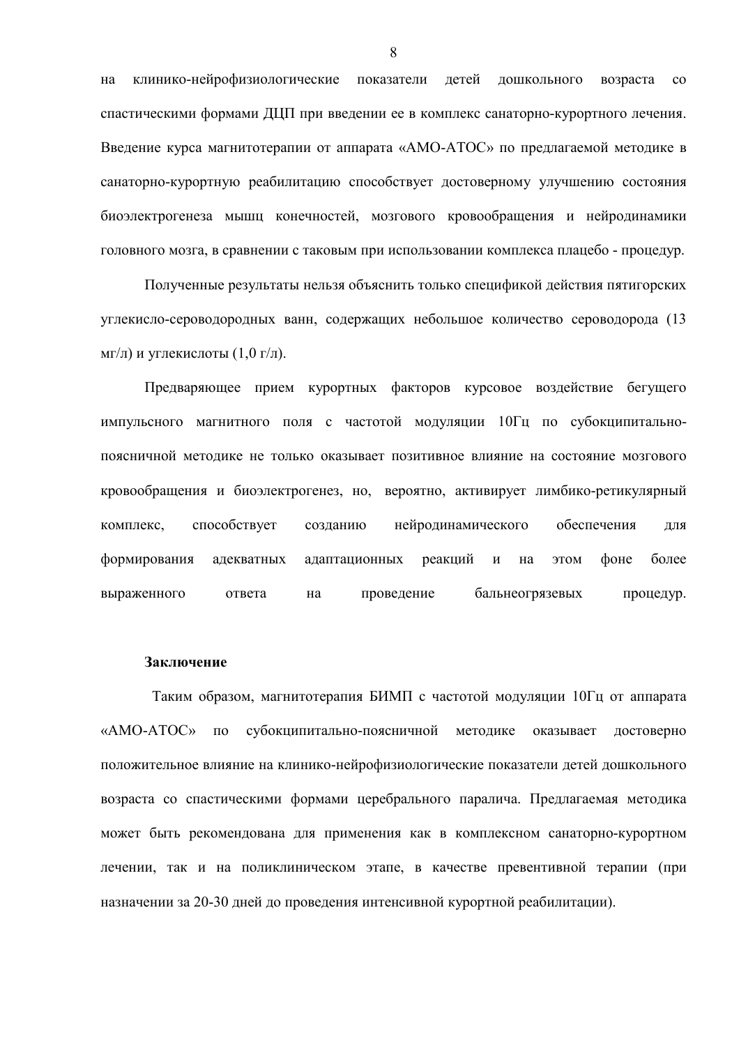на клинико-нейрофизиологические показатели детей дошкольного возраста со спастическими формами ДЦП при введении ее в комплекс санаторно-курортного лечения. Введение курса магнитотерапии от аппарата «АМО-АТОС» по предлагаемой методике в санаторно-курортную реабилитацию способствует достоверному улучшению состояния биоэлектрогенеза мышц конечностей, мозгового кровообращения и нейродинамики головного мозга, в сравнении с таковым при использовании комплекса плацебо - процедур.

Полученные результаты нельзя объяснить только спецификой действия пятигорских углекисло-сероводородных ванн, содержащих небольшое количество сероводорода (13 мг/л) и углекислоты (1,0 г/л).

Предваряющее прием курортных факторов курсовое воздействие бегущего импульсного магнитного поля с частотой модуляции 10Гц по субокципитально-поясничной методике не только оказывает позитивное влияние на состояние мозгового кровообращения и биоэлектрогенез, но, вероятно, активирует лимбико-ретикулярный комплекс, способствует созданию нейродинамического обеспечения для формирования адекватных адаптационных реакций и на этом фоне более выраженного ответа на проведение бальнеогрязевых процедур.

**Заключение**

Таким образом, магнитотерапия БИМП с частотой модуляции 10Гц от аппарата «АМО-АТОС» по субокципитально-поясничной методике оказывает достоверно положительное влияние на клинико-нейрофизиологические показатели детей дошкольного возраста со спастическими формами церебрального паралича. Предлагаемая методика может быть рекомендована для применения как в комплексном санаторно-курортном лечении, так и на поликлиническом этапе, в качестве превентивной терапии (при назначении за 20-30 дней до проведения интенсивной курортной реабилитации).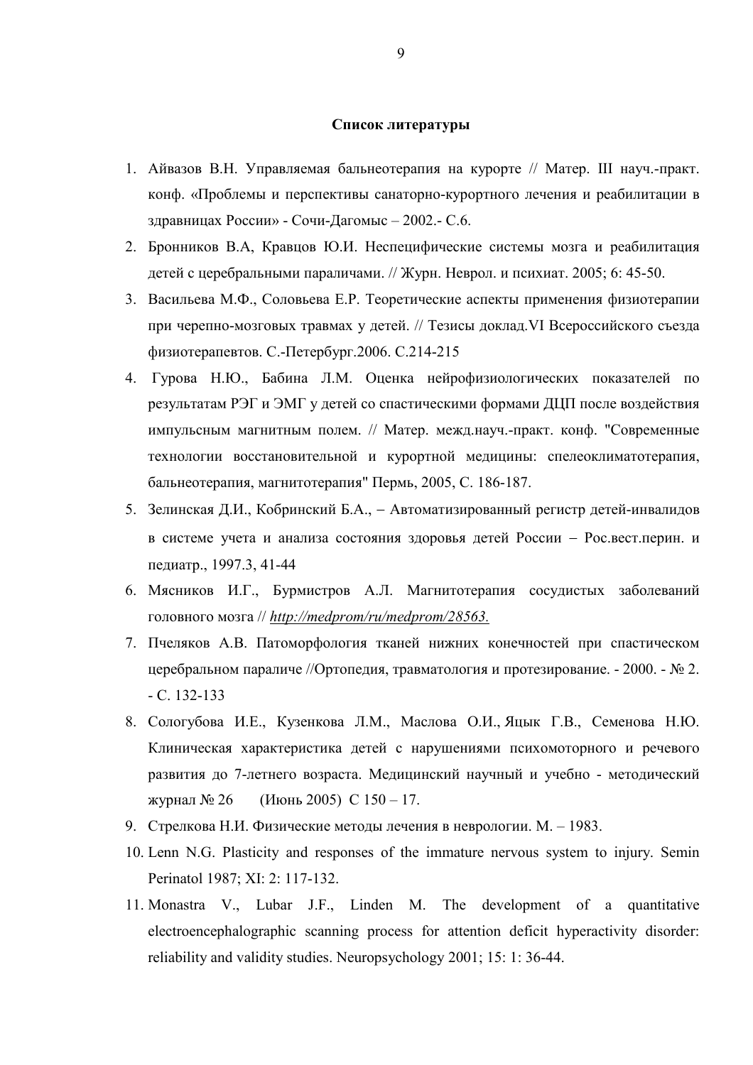**Список литературы**

1. Айвазов В.Н. Управляемая бальнеотерапия на курорте // Матер. III науч.-практ. конф. «Проблемы и перспективы санаторно-курортного лечения и реабилитации в здравницах России» - Сочи-Дагомыс – 2002.- С.6.
2. Бронников В.А, Кравцов Ю.И. Неспецифические системы мозга и реабилитация детей с церебральными параличами. // Журн. Неврол. и психиат. 2005; 6: 45-50.
3. Васильева М.Ф., Соловьева Е.Р. Теоретические аспекты применения физиотерапии при черепно-мозговых травмах у детей. // Тезисы доклад.VI Всероссийского съезда физиотерапевтов. С.-Петербург.2006. С.214-215
4. Гурова Н.Ю., Бабина Л.М. Оценка нейрофизиологических показателей по результатам РЭГ и ЭМГ у детей со спастическими формами ДЦП после воздействия импульсным магнитным полем. // Матер. межд.науч.-практ. конф. "Современные технологии восстановительной и курортной медицины: спелеоклиматотерапия, бальнеотерапия, магнитотерапия" Пермь, 2005, С. 186-187.
5. Зелинская Д.И., Кобринский Б.А., – Автоматизированный регистр детей-инвалидов в системе учета и анализа состояния здоровья детей России – Рос.вест.перин. и педиатр., 1997.3, 41-44
6. Мясников И.Г., Бурмистров А.Л. Магнитотерапия сосудистых заболеваний головного мозга // *http://medprom/ru/medprom/28563.*
7. Пчеляков А.В. Патоморфология тканей нижних конечностей при спастическом церебральном параличе //Ортопедия, травматология и протезирование. - 2000. - № 2. - С. 132-133
8. Сологубова И.Е., Кузенкова Л.М., Маслова О.И., Яцык Г.В., Семенова Н.Ю. Клиническая характеристика детей с нарушениями психомоторного и речевого развития до 7-летнего возраста. Медицинский научный и учебно - методический журнал № 26 (Июнь 2005) С 150 – 17.
9. Стрелкова Н.И. Физические методы лечения в неврологии. М. – 1983.
10. Lenn N.G. Plasticity and responses of the immature nervous system to injury. Semin Perinatol 1987; XI: 2: 117-132.
11. Monastra V., Lubar J.F., Linden M. The development of a quantitative electroencephalographic scanning process for attention deficit hyperactivity disorder: reliability and validity studies. Neuropsychology 2001; 15: 1: 36-44.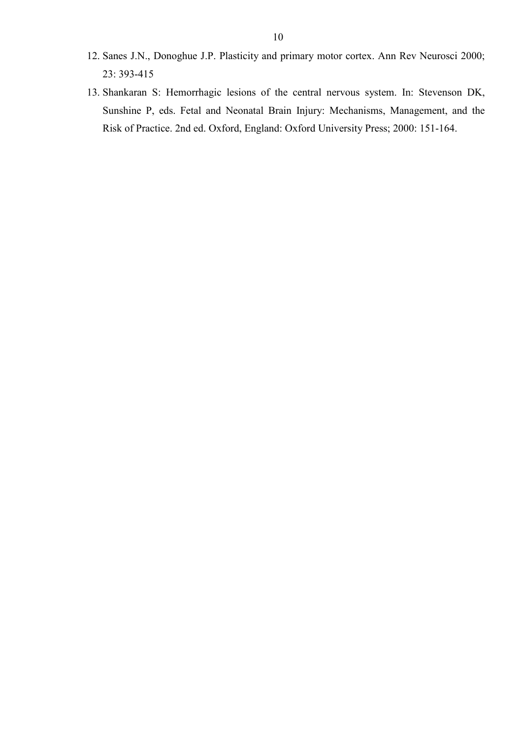12. Sanes J.N., Donoghue J.P. Plasticity and primary motor cortex. Ann Rev Neurosci 2000; 23: 393-415
13. Shankaran S: Hemorrhagic lesions of the central nervous system. In: Stevenson DK, Sunshine P, eds. Fetal and Neonatal Brain Injury: Mechanisms, Management, and the Risk of Practice. 2nd ed. Oxford, England: Oxford University Press; 2000: 151-164.